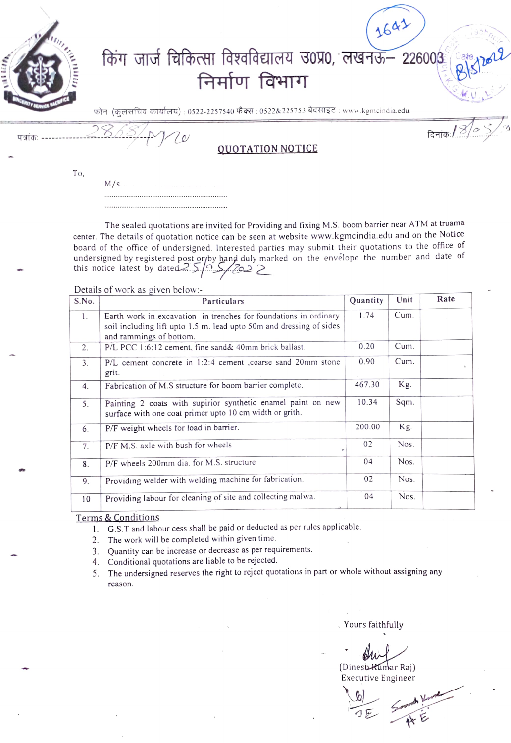# किंग जार्ज चिकित्सा विश्वविद्यालय उ0प्र0, लखनऊ– 226003

## निर्माण विभाग

फोन (कुलसचिव कार्यालय) : 0522-2257540 फैक्स : 0522&225753 वेबसाइट : www.kgmcindia.edu

1641

Date 8/5/2022

पत्रांक: 2868/M/20 दिनांक: 18/05/22

## QUOTATION NOTICE

To,

M/s..............................................

...................................................

...................................................

The sealed quotations are invited for Providing and fixing M.S. boom barrier near ATM at truama center. The details of quotation notice can be seen at website www.kgmcindia.edu and on the Notice board of the office of undersigned. Interested parties may submit their quotations to the office of undersigned by registered post or/by hand duly marked on the envelope the number and date of this notice latest by dated 25/05/2022

Details of work as given below:-

| S.No. | Particulars | Quantity | Unit | Rate |
|---|---|---|---|---|
| 1. | Earth work in excavation in trenches for foundations in ordinary soil including lift upto 1.5 m. lead upto 50m and dressing of sides and rammings of bottom. | 1.74 | Cum. | |
| 2. | P/L PCC 1:6:12 cement, fine sand& 40mm brick ballast. | 0.20 | Cum. | |
| 3. | P/L cement concrete in 1:2:4 cement ,coarse sand 20mm stone grit. | 0.90 | Cum. | |
| 4. | Fabrication of M.S structure for boom barrier complete. | 467.30 | Kg. | |
| 5. | Painting 2 coats with supirior synthetic enamel paint on new surface with one coat primer upto 10 cm width or grith. | 10.34 | Sqm. | |
| 6. | P/F weight wheels for load in barrier. | 200.00 | Kg. | |
| 7. | P/F M.S. axle with bush for wheels | 02 | Nos. | |
| 8. | P/F wheels 200mm dia. for M.S. structure | 04 | Nos. | |
| 9. | Providing welder with welding machine for fabrication. | 02 | Nos. | |
| 10 | Providing labour for cleaning of site and collecting malwa. | 04 | Nos. | |

Terms & Conditions

1. G.S.T and labour cess shall be paid or deducted as per rules applicable.
2. The work will be completed within given time.
3. Quantity can be increase or decrease as per requirements.
4. Conditional quotations are liable to be rejected.
5. The undersigned reserves the right to reject quotations in part or whole without assigning any reason.

Yours faithfully

(Dinesh Kumar Raj)
Executive Engineer

JE AE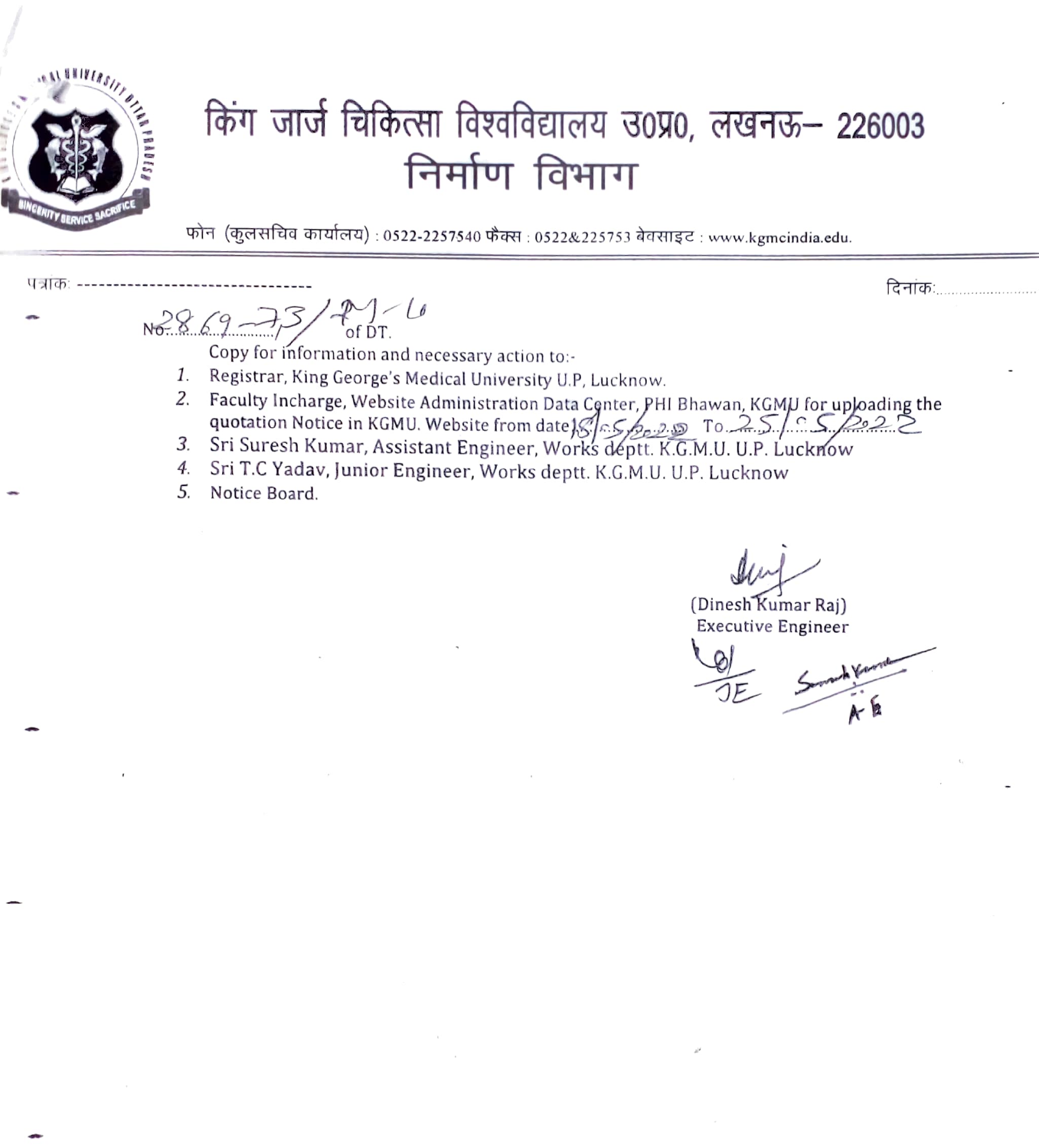# किंग जार्ज चिकित्सा विश्वविद्यालय उ0प्र0, लखनऊ– 226003

## निर्माण विभाग

फोन (कुलसचिव कार्यालय) : 0522-2257540 फैक्स : 0522&225753 बेवसाइट : www.kgmcindia.edu.

पत्रांक: -------------------------------- दिनांक:......................

No. 2869–73/PM-6 of DT.

Copy for information and necessary action to:-

1. Registrar, King George's Medical University U.P, Lucknow.
2. Faculty Incharge, Website Administration Data Center, PHI Bhawan, KGMU for uploading the quotation Notice in KGMU. Website from date 18/05/2022 To 25/05/2022
3. Sri Suresh Kumar, Assistant Engineer, Works deptt. K.G.M.U. U.P. Lucknow
4. Sri T.C Yadav, Junior Engineer, Works deptt. K.G.M.U. U.P. Lucknow
5. Notice Board.

(Dinesh Kumar Raj)
Executive Engineer

JE

AE